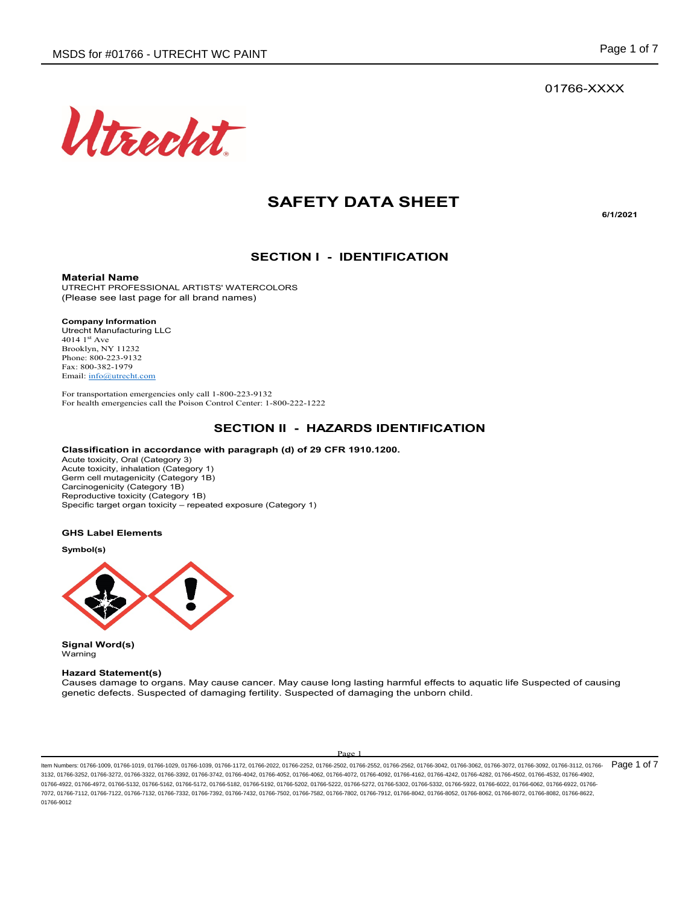01766-XXXX

# SAFETY DATA SHEET

**6/1/2021**

## SECTION I - IDENTIFICATION

**Material Name**
UTRECHT PROFESSIONAL ARTISTS' WATERCOLORS
(Please see last page for all brand names)

**Company Information**
Utrecht Manufacturing LLC
4014 1st Ave
Brooklyn, NY 11232
Phone: 800-223-9132
Fax: 800-382-1979
Email: info@utrecht.com

For transportation emergencies only call 1-800-223-9132
For health emergencies call the Poison Control Center: 1-800-222-1222

## SECTION II - HAZARDS IDENTIFICATION

**Classification in accordance with paragraph (d) of 29 CFR 1910.1200.**
Acute toxicity, Oral (Category 3)
Acute toxicity, inhalation (Category 1)
Germ cell mutagenicity (Category 1B)
Carcinogenicity (Category 1B)
Reproductive toxicity (Category 1B)
Specific target organ toxicity – repeated exposure (Category 1)

**GHS Label Elements**

**Symbol(s)**

**Signal Word(s)**
Warning

**Hazard Statement(s)**
Causes damage to organs. May cause cancer. May cause long lasting harmful effects to aquatic life Suspected of causing genetic defects. Suspected of damaging fertility. Suspected of damaging the unborn child.

Item Numbers: 01766-1009, 01766-1019, 01766-1029, 01766-1039, 01766-1172, 01766-2022, 01766-2252, 01766-2502, 01766-2552, 01766-2562, 01766-3042, 01766-3062, 01766-3072, 01766-3092, 01766-3112, 01766-3132, 01766-3252, 01766-3272, 01766-3322, 01766-3392, 01766-3742, 01766-4042, 01766-4052, 01766-4062, 01766-4072, 01766-4092, 01766-4162, 01766-4242, 01766-4282, 01766-4502, 01766-4532, 01766-4902, 01766-4922, 01766-4972, 01766-5132, 01766-5162, 01766-5172, 01766-5182, 01766-5192, 01766-5202, 01766-5222, 01766-5272, 01766-5302, 01766-5332, 01766-5922, 01766-6022, 01766-6062, 01766-6922, 01766-7072, 01766-7112, 01766-7122, 01766-7132, 01766-7332, 01766-7392, 01766-7432, 01766-7502, 01766-7582, 01766-7802, 01766-7912, 01766-8042, 01766-8052, 01766-8062, 01766-8072, 01766-8082, 01766-8622, 01766-9012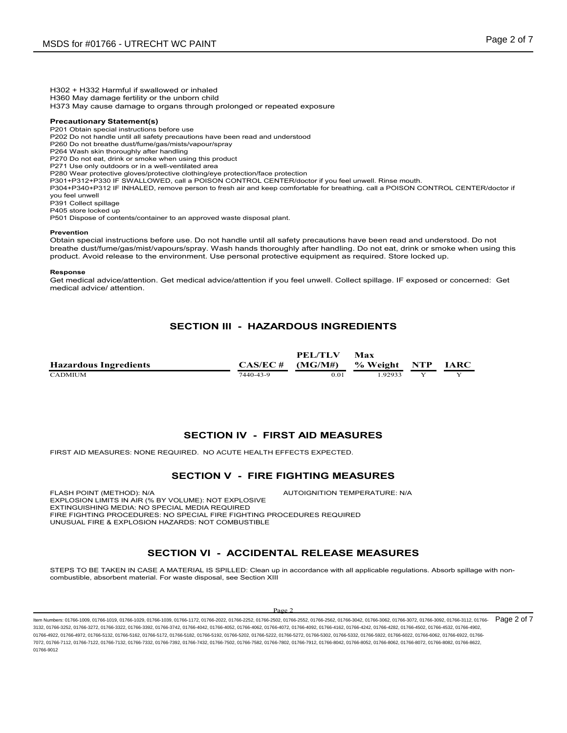H302 + H332 Harmful if swallowed or inhaled
H360 May damage fertility or the unborn child
H373 May cause damage to organs through prolonged or repeated exposure

**Precautionary Statement(s)**

P201 Obtain special instructions before use
P202 Do not handle until all safety precautions have been read and understood
P260 Do not breathe dust/fume/gas/mists/vapour/spray
P264 Wash skin thoroughly after handling
P270 Do not eat, drink or smoke when using this product
P271 Use only outdoors or in a well-ventilated area
P280 Wear protective gloves/protective clothing/eye protection/face protection
P301+P312+P330 IF SWALLOWED, call a POISON CONTROL CENTER/doctor if you feel unwell. Rinse mouth.
P304+P340+P312 IF INHALED, remove person to fresh air and keep comfortable for breathing. call a POISON CONTROL CENTER/doctor if you feel unwell
P391 Collect spillage
P405 store locked up
P501 Dispose of contents/container to an approved waste disposal plant.

**Prevention**

Obtain special instructions before use. Do not handle until all safety precautions have been read and understood. Do not breathe dust/fume/gas/mist/vapours/spray. Wash hands thoroughly after handling. Do not eat, drink or smoke when using this product. Avoid release to the environment. Use personal protective equipment as required. Store locked up.

**Response**

Get medical advice/attention. Get medical advice/attention if you feel unwell. Collect spillage. IF exposed or concerned: Get medical advice/ attention.

## SECTION III - HAZARDOUS INGREDIENTS

| Hazardous Ingredients | CAS/EC # | PEL/TLV (MG/M#) | Max % Weight | NTP | IARC |
|---|---|---|---|---|---|
| CADMIUM | 7440-43-9 | 0.01 | 1.92933 | Y | Y |

## SECTION IV - FIRST AID MEASURES

FIRST AID MEASURES: NONE REQUIRED. NO ACUTE HEALTH EFFECTS EXPECTED.

## SECTION V - FIRE FIGHTING MEASURES

FLASH POINT (METHOD): N/A
AUTOIGNITION TEMPERATURE: N/A
EXPLOSION LIMITS IN AIR (% BY VOLUME): NOT EXPLOSIVE
EXTINGUISHING MEDIA: NO SPECIAL MEDIA REQUIRED
FIRE FIGHTING PROCEDURES: NO SPECIAL FIRE FIGHTING PROCEDURES REQUIRED
UNUSUAL FIRE & EXPLOSION HAZARDS: NOT COMBUSTIBLE

## SECTION VI - ACCIDENTAL RELEASE MEASURES

STEPS TO BE TAKEN IN CASE A MATERIAL IS SPILLED: Clean up in accordance with all applicable regulations. Absorb spillage with non-combustible, absorbent material. For waste disposal, see Section XIII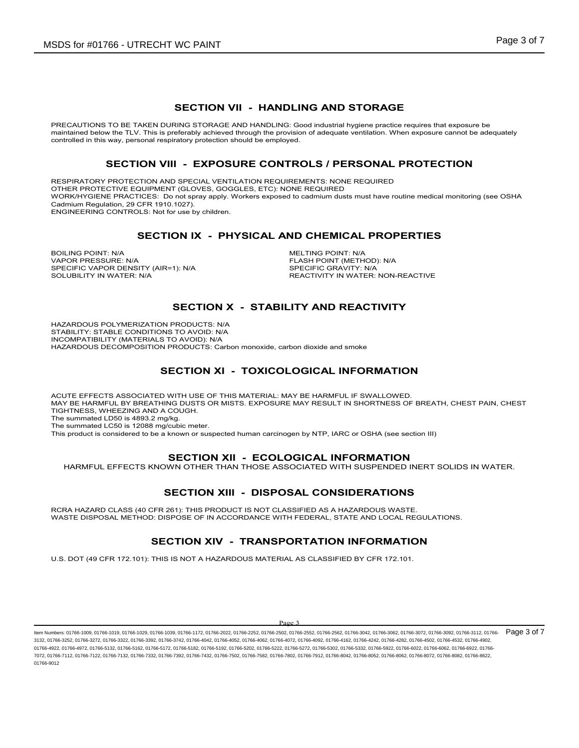## SECTION VII - HANDLING AND STORAGE

PRECAUTIONS TO BE TAKEN DURING STORAGE AND HANDLING: Good industrial hygiene practice requires that exposure be maintained below the TLV. This is preferably achieved through the provision of adequate ventilation. When exposure cannot be adequately controlled in this way, personal respiratory protection should be employed.

## SECTION VIII - EXPOSURE CONTROLS / PERSONAL PROTECTION

RESPIRATORY PROTECTION AND SPECIAL VENTILATION REQUIREMENTS: NONE REQUIRED
OTHER PROTECTIVE EQUIPMENT (GLOVES, GOGGLES, ETC): NONE REQUIRED
WORK/HYGIENE PRACTICES: Do not spray apply. Workers exposed to cadmium dusts must have routine medical monitoring (see OSHA Cadmium Regulation, 29 CFR 1910.1027).
ENGINEERING CONTROLS: Not for use by children.

## SECTION IX - PHYSICAL AND CHEMICAL PROPERTIES

BOILING POINT: N/A
VAPOR PRESSURE: N/A
SPECIFIC VAPOR DENSITY (AIR=1): N/A
SOLUBILITY IN WATER: N/A
MELTING POINT: N/A
FLASH POINT (METHOD): N/A
SPECIFIC GRAVITY: N/A
REACTIVITY IN WATER: NON-REACTIVE

## SECTION X - STABILITY AND REACTIVITY

HAZARDOUS POLYMERIZATION PRODUCTS: N/A
STABILITY: STABLE CONDITIONS TO AVOID: N/A
INCOMPATIBILITY (MATERIALS TO AVOID): N/A
HAZARDOUS DECOMPOSITION PRODUCTS: Carbon monoxide, carbon dioxide and smoke

## SECTION XI - TOXICOLOGICAL INFORMATION

ACUTE EFFECTS ASSOCIATED WITH USE OF THIS MATERIAL: MAY BE HARMFUL IF SWALLOWED.
MAY BE HARMFUL BY BREATHING DUSTS OR MISTS. EXPOSURE MAY RESULT IN SHORTNESS OF BREATH, CHEST PAIN, CHEST TIGHTNESS, WHEEZING AND A COUGH.
The summated LD50 is 4893.2 mg/kg.
The summated LC50 is 12088 mg/cubic meter.
This product is considered to be a known or suspected human carcinogen by NTP, IARC or OSHA (see section III)

## SECTION XII - ECOLOGICAL INFORMATION

HARMFUL EFFECTS KNOWN OTHER THAN THOSE ASSOCIATED WITH SUSPENDED INERT SOLIDS IN WATER.

## SECTION XIII - DISPOSAL CONSIDERATIONS

RCRA HAZARD CLASS (40 CFR 261): THIS PRODUCT IS NOT CLASSIFIED AS A HAZARDOUS WASTE.
WASTE DISPOSAL METHOD: DISPOSE OF IN ACCORDANCE WITH FEDERAL, STATE AND LOCAL REGULATIONS.

## SECTION XIV - TRANSPORTATION INFORMATION

U.S. DOT (49 CFR 172.101): THIS IS NOT A HAZARDOUS MATERIAL AS CLASSIFIED BY CFR 172.101.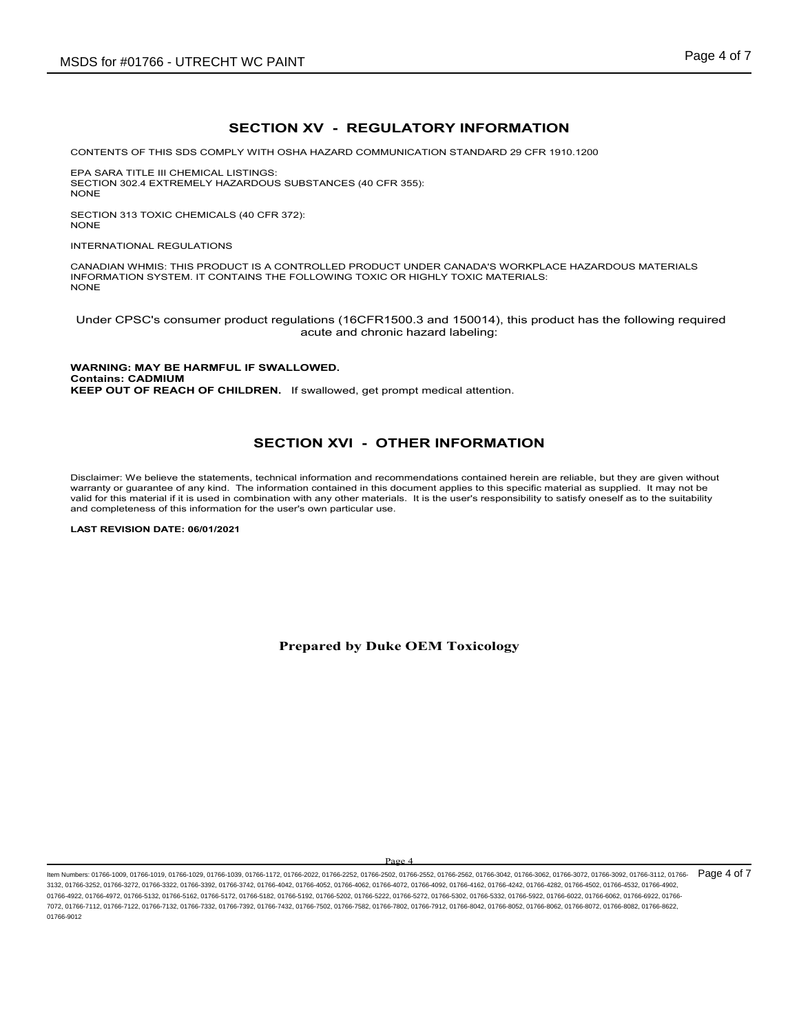## SECTION XV - REGULATORY INFORMATION

CONTENTS OF THIS SDS COMPLY WITH OSHA HAZARD COMMUNICATION STANDARD 29 CFR 1910.1200

EPA SARA TITLE III CHEMICAL LISTINGS:
SECTION 302.4 EXTREMELY HAZARDOUS SUBSTANCES (40 CFR 355):
NONE

SECTION 313 TOXIC CHEMICALS (40 CFR 372):
NONE

INTERNATIONAL REGULATIONS

CANADIAN WHMIS: THIS PRODUCT IS A CONTROLLED PRODUCT UNDER CANADA'S WORKPLACE HAZARDOUS MATERIALS INFORMATION SYSTEM. IT CONTAINS THE FOLLOWING TOXIC OR HIGHLY TOXIC MATERIALS:
NONE

Under CPSC's consumer product regulations (16CFR1500.3 and 150014), this product has the following required acute and chronic hazard labeling:

**WARNING: MAY BE HARMFUL IF SWALLOWED.**
**Contains: CADMIUM**
**KEEP OUT OF REACH OF CHILDREN.** If swallowed, get prompt medical attention.

## SECTION XVI - OTHER INFORMATION

Disclaimer: We believe the statements, technical information and recommendations contained herein are reliable, but they are given without warranty or guarantee of any kind. The information contained in this document applies to this specific material as supplied. It may not be valid for this material if it is used in combination with any other materials. It is the user's responsibility to satisfy oneself as to the suitability and completeness of this information for the user's own particular use.

**LAST REVISION DATE: 06/01/2021**

**Prepared by Duke OEM Toxicology**

Item Numbers: 01766-1009, 01766-1019, 01766-1029, 01766-1039, 01766-1172, 01766-2022, 01766-2252, 01766-2502, 01766-2552, 01766-2562, 01766-3042, 01766-3062, 01766-3072, 01766-3092, 01766-3112, 01766-3132, 01766-3252, 01766-3272, 01766-3322, 01766-3392, 01766-3742, 01766-4042, 01766-4052, 01766-4062, 01766-4072, 01766-4092, 01766-4162, 01766-4242, 01766-4282, 01766-4502, 01766-4532, 01766-4902, 01766-4922, 01766-4972, 01766-5132, 01766-5162, 01766-5172, 01766-5182, 01766-5192, 01766-5202, 01766-5222, 01766-5272, 01766-5302, 01766-5332, 01766-5922, 01766-6022, 01766-6062, 01766-6922, 01766-7072, 01766-7112, 01766-7122, 01766-7132, 01766-7332, 01766-7392, 01766-7432, 01766-7502, 01766-7582, 01766-7802, 01766-7912, 01766-8042, 01766-8052, 01766-8062, 01766-8072, 01766-8082, 01766-8622, 01766-9012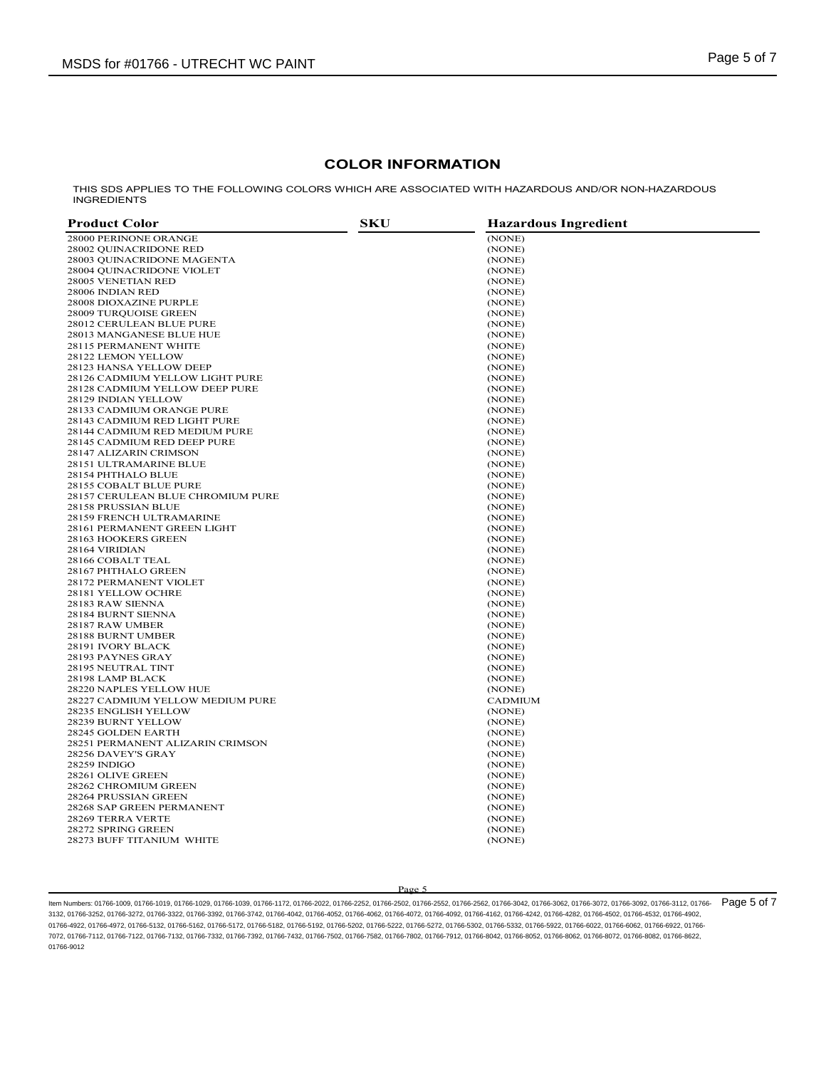## COLOR INFORMATION

THIS SDS APPLIES TO THE FOLLOWING COLORS WHICH ARE ASSOCIATED WITH HAZARDOUS AND/OR NON-HAZARDOUS INGREDIENTS

| Product Color | SKU | Hazardous Ingredient |
|---|---|---|
| 28000 PERINONE ORANGE | | (NONE) |
| 28002 QUINACRIDONE RED | | (NONE) |
| 28003 QUINACRIDONE MAGENTA | | (NONE) |
| 28004 QUINACRIDONE VIOLET | | (NONE) |
| 28005 VENETIAN RED | | (NONE) |
| 28006 INDIAN RED | | (NONE) |
| 28008 DIOXAZINE PURPLE | | (NONE) |
| 28009 TURQUOISE GREEN | | (NONE) |
| 28012 CERULEAN BLUE PURE | | (NONE) |
| 28013 MANGANESE BLUE HUE | | (NONE) |
| 28115 PERMANENT WHITE | | (NONE) |
| 28122 LEMON YELLOW | | (NONE) |
| 28123 HANSA YELLOW DEEP | | (NONE) |
| 28126 CADMIUM YELLOW LIGHT PURE | | (NONE) |
| 28128 CADMIUM YELLOW DEEP PURE | | (NONE) |
| 28129 INDIAN YELLOW | | (NONE) |
| 28133 CADMIUM ORANGE PURE | | (NONE) |
| 28143 CADMIUM RED LIGHT PURE | | (NONE) |
| 28144 CADMIUM RED MEDIUM PURE | | (NONE) |
| 28145 CADMIUM RED DEEP PURE | | (NONE) |
| 28147 ALIZARIN CRIMSON | | (NONE) |
| 28151 ULTRAMARINE BLUE | | (NONE) |
| 28154 PHTHALO BLUE | | (NONE) |
| 28155 COBALT BLUE PURE | | (NONE) |
| 28157 CERULEAN BLUE CHROMIUM PURE | | (NONE) |
| 28158 PRUSSIAN BLUE | | (NONE) |
| 28159 FRENCH ULTRAMARINE | | (NONE) |
| 28161 PERMANENT GREEN LIGHT | | (NONE) |
| 28163 HOOKERS GREEN | | (NONE) |
| 28164 VIRIDIAN | | (NONE) |
| 28166 COBALT TEAL | | (NONE) |
| 28167 PHTHALO GREEN | | (NONE) |
| 28172 PERMANENT VIOLET | | (NONE) |
| 28181 YELLOW OCHRE | | (NONE) |
| 28183 RAW SIENNA | | (NONE) |
| 28184 BURNT SIENNA | | (NONE) |
| 28187 RAW UMBER | | (NONE) |
| 28188 BURNT UMBER | | (NONE) |
| 28191 IVORY BLACK | | (NONE) |
| 28193 PAYNES GRAY | | (NONE) |
| 28195 NEUTRAL TINT | | (NONE) |
| 28198 LAMP BLACK | | (NONE) |
| 28220 NAPLES YELLOW HUE | | (NONE) |
| 28227 CADMIUM YELLOW MEDIUM PURE | | CADMIUM |
| 28235 ENGLISH YELLOW | | (NONE) |
| 28239 BURNT YELLOW | | (NONE) |
| 28245 GOLDEN EARTH | | (NONE) |
| 28251 PERMANENT ALIZARIN CRIMSON | | (NONE) |
| 28256 DAVEY'S GRAY | | (NONE) |
| 28259 INDIGO | | (NONE) |
| 28261 OLIVE GREEN | | (NONE) |
| 28262 CHROMIUM GREEN | | (NONE) |
| 28264 PRUSSIAN GREEN | | (NONE) |
| 28268 SAP GREEN PERMANENT | | (NONE) |
| 28269 TERRA VERTE | | (NONE) |
| 28272 SPRING GREEN | | (NONE) |
| 28273 BUFF TITANIUM WHITE | | (NONE) |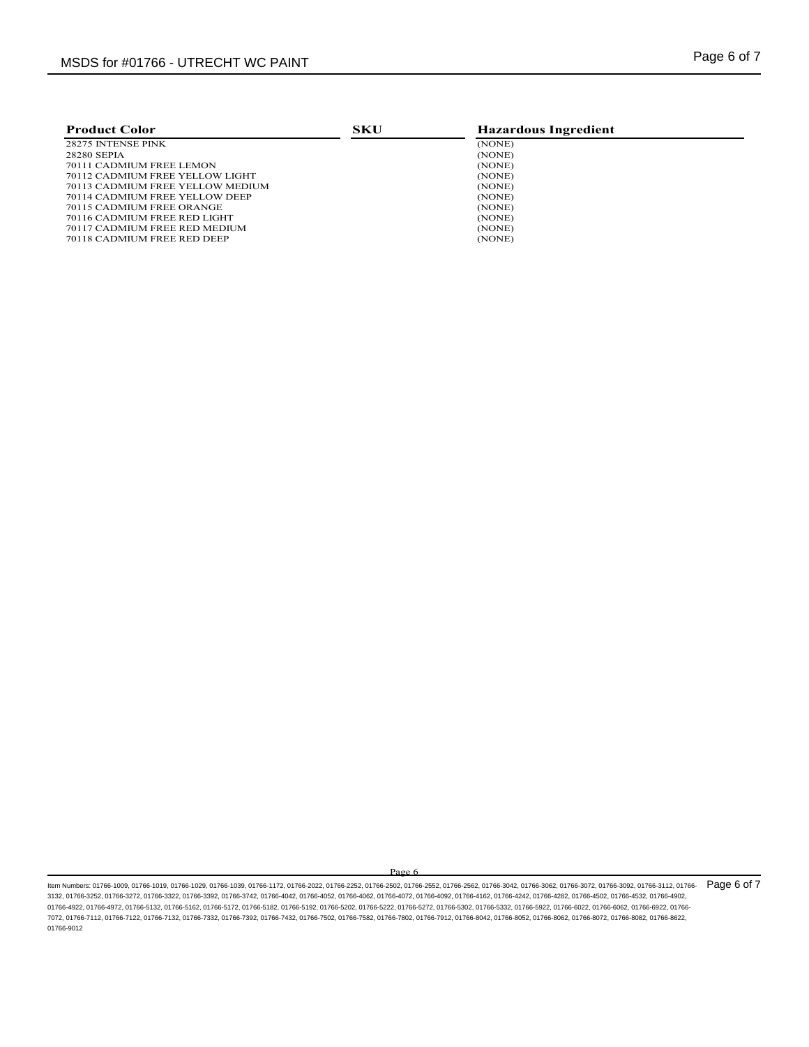| Product Color | SKU | Hazardous Ingredient |
| --- | --- | --- |
| 28275 INTENSE PINK | | (NONE) |
| 28280 SEPIA | | (NONE) |
| 70111 CADMIUM FREE LEMON | | (NONE) |
| 70112 CADMIUM FREE YELLOW LIGHT | | (NONE) |
| 70113 CADMIUM FREE YELLOW MEDIUM | | (NONE) |
| 70114 CADMIUM FREE YELLOW DEEP | | (NONE) |
| 70115 CADMIUM FREE ORANGE | | (NONE) |
| 70116 CADMIUM FREE RED LIGHT | | (NONE) |
| 70117 CADMIUM FREE RED MEDIUM | | (NONE) |
| 70118 CADMIUM FREE RED DEEP | | (NONE) |

Item Numbers: 01766-1009, 01766-1019, 01766-1029, 01766-1039, 01766-1172, 01766-2022, 01766-2252, 01766-2502, 01766-2552, 01766-2562, 01766-3042, 01766-3062, 01766-3072, 01766-3092, 01766-3112, 01766-3132, 01766-3252, 01766-3272, 01766-3322, 01766-3392, 01766-3742, 01766-4042, 01766-4052, 01766-4062, 01766-4072, 01766-4092, 01766-4162, 01766-4242, 01766-4282, 01766-4502, 01766-4532, 01766-4902, 01766-4922, 01766-4972, 01766-5132, 01766-5162, 01766-5172, 01766-5182, 01766-5192, 01766-5202, 01766-5222, 01766-5272, 01766-5302, 01766-5332, 01766-5922, 01766-6022, 01766-6062, 01766-6922, 01766-7072, 01766-7112, 01766-7122, 01766-7132, 01766-7332, 01766-7392, 01766-7432, 01766-7502, 01766-7582, 01766-7802, 01766-7912, 01766-8042, 01766-8052, 01766-8062, 01766-8072, 01766-8082, 01766-8622, 01766-9012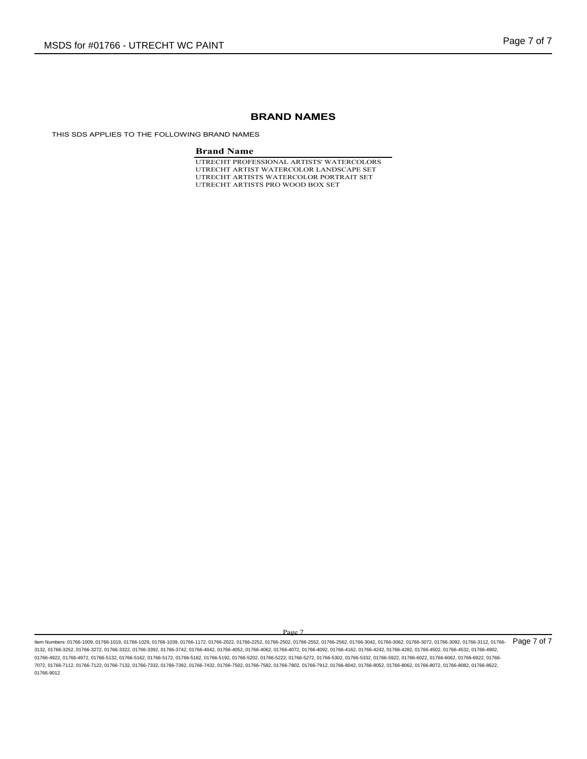## BRAND NAMES

THIS SDS APPLIES TO THE FOLLOWING BRAND NAMES

| Brand Name |
|---|
| UTRECHT PROFESSIONAL ARTISTS' WATERCOLORS |
| UTRECHT ARTIST WATERCOLOR LANDSCAPE SET |
| UTRECHT ARTISTS WATERCOLOR PORTRAIT SET |
| UTRECHT ARTISTS PRO WOOD BOX SET |